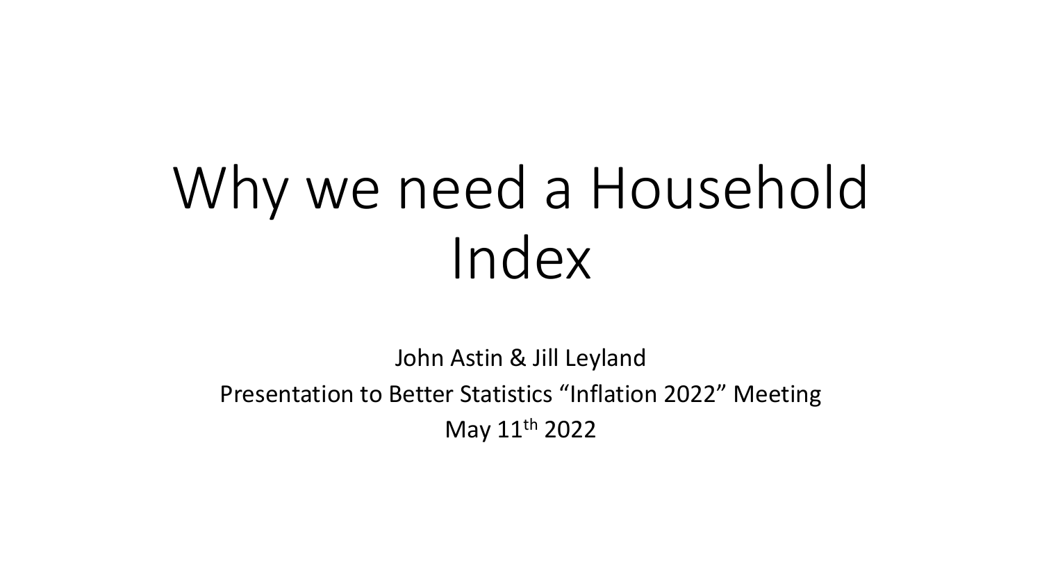# Why we need a Household Index

John Astin & Jill Leyland

Presentation to Better Statistics "Inflation 2022" Meeting

May 11th 2022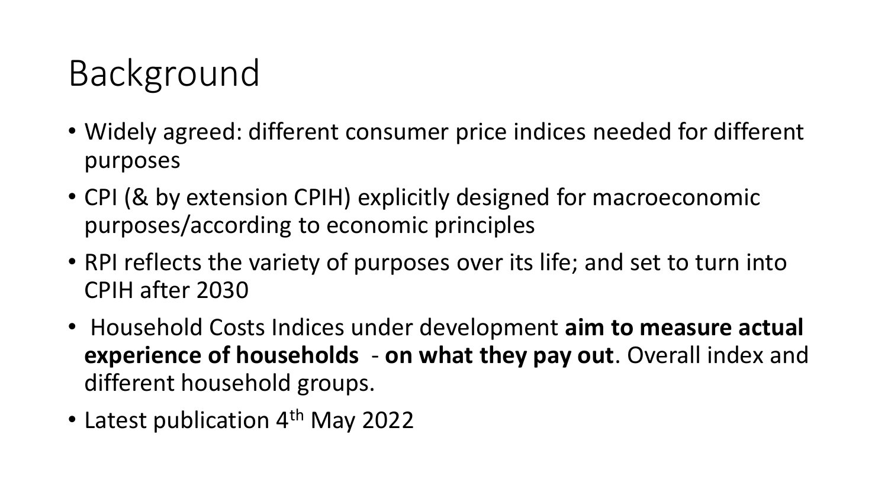# Background

- Widely agreed: different consumer price indices needed for different purposes
- CPI (& by extension CPIH) explicitly designed for macroeconomic purposes/according to economic principles
- RPI reflects the variety of purposes over its life; and set to turn into CPIH after 2030
- Household Costs Indices under development **aim to measure actual experience of households** - **on what they pay out**. Overall index and different household groups.
- Latest publication 4th May 2022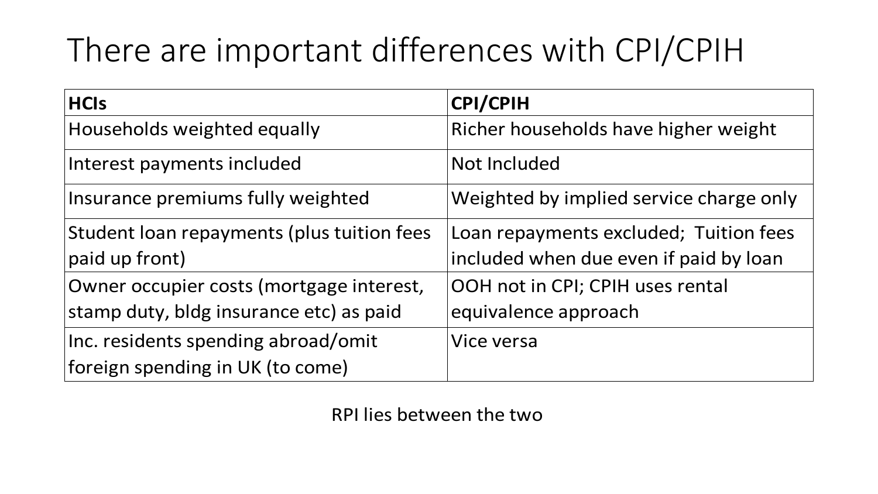# There are important differences with CPI/CPIH

| HCIs | CPI/CPIH |
|---|---|
| Households weighted equally | Richer households have higher weight |
| Interest payments included | Not Included |
| Insurance premiums fully weighted | Weighted by implied service charge only |
| Student loan repayments (plus tuition fees paid up front) | Loan repayments excluded; Tuition fees included when due even if paid by loan |
| Owner occupier costs (mortgage interest, stamp duty, bldg insurance etc) as paid | OOH not in CPI; CPIH uses rental equivalence approach |
| Inc. residents spending abroad/omit foreign spending in UK (to come) | Vice versa |

RPI lies between the two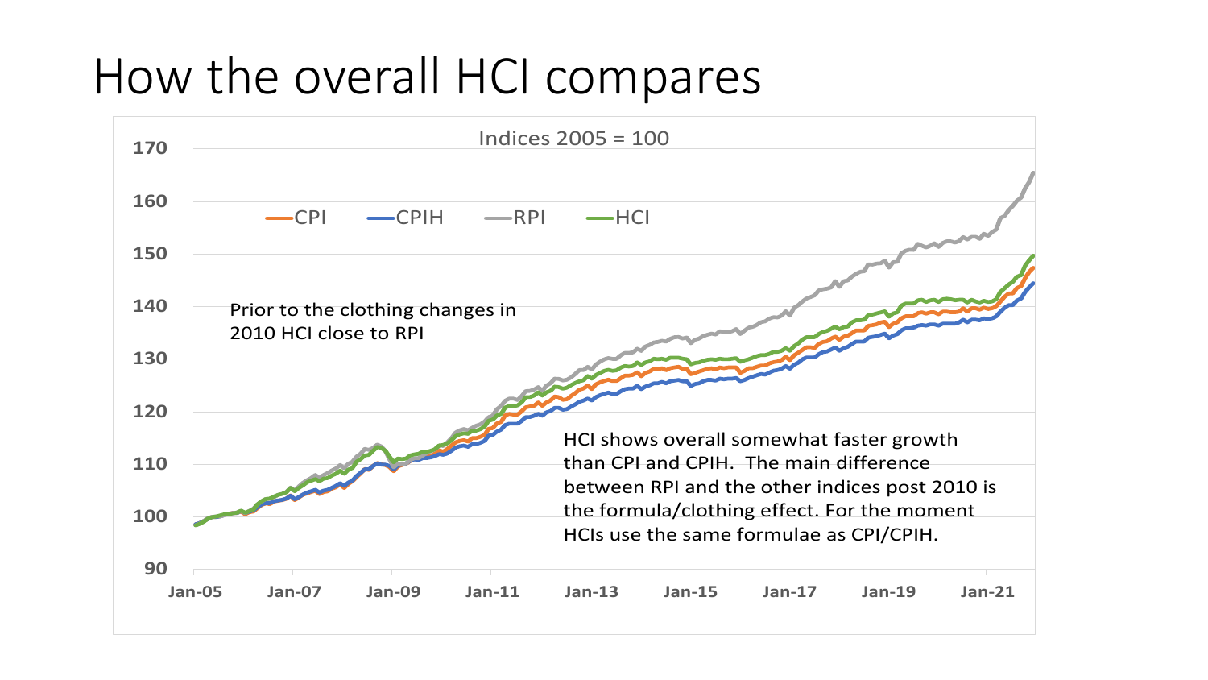# How the overall HCI compares

Indices 2005 = 100

CPI — CPIH — RPI — HCI

Prior to the clothing changes in 2010 HCI close to RPI

HCI shows overall somewhat faster growth than CPI and CPIH. The main difference between RPI and the other indices post 2010 is the formula/clothing effect. For the moment HCIs use the same formulae as CPI/CPIH.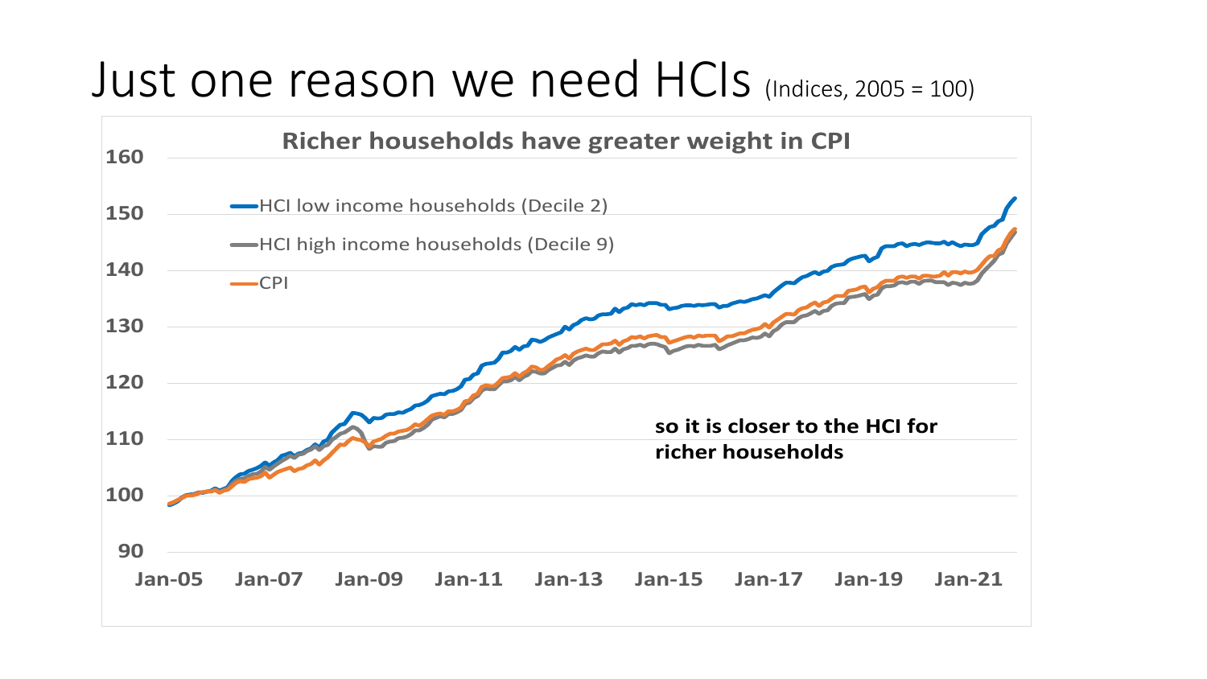# Just one reason we need HCIs (Indices, 2005 = 100)

**Richer households have greater weight in CPI**

- HCI low income households (Decile 2)
- HCI high income households (Decile 9)
- CPI

**so it is closer to the HCI for richer households**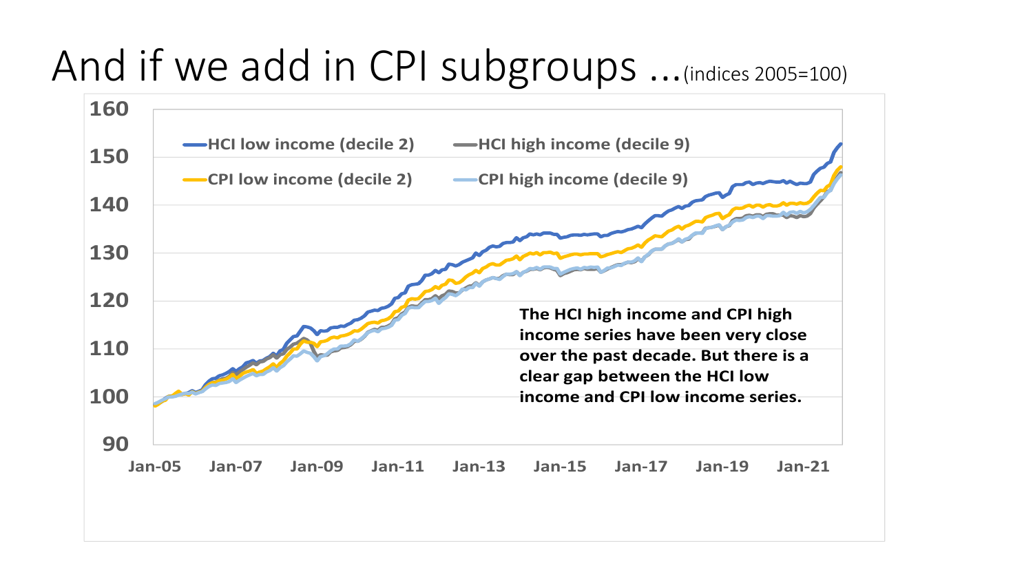# And if we add in CPI subgroups ... (indices 2005=100)

HCI low income (decile 2)

HCI high income (decile 9)

CPI low income (decile 2)

CPI high income (decile 9)

160, 150, 140, 130, 120, 110, 100, 90

Jan-05, Jan-07, Jan-09, Jan-11, Jan-13, Jan-15, Jan-17, Jan-19, Jan-21

**The HCI high income and CPI high income series have been very close over the past decade. But there is a clear gap between the HCI low income and CPI low income series.**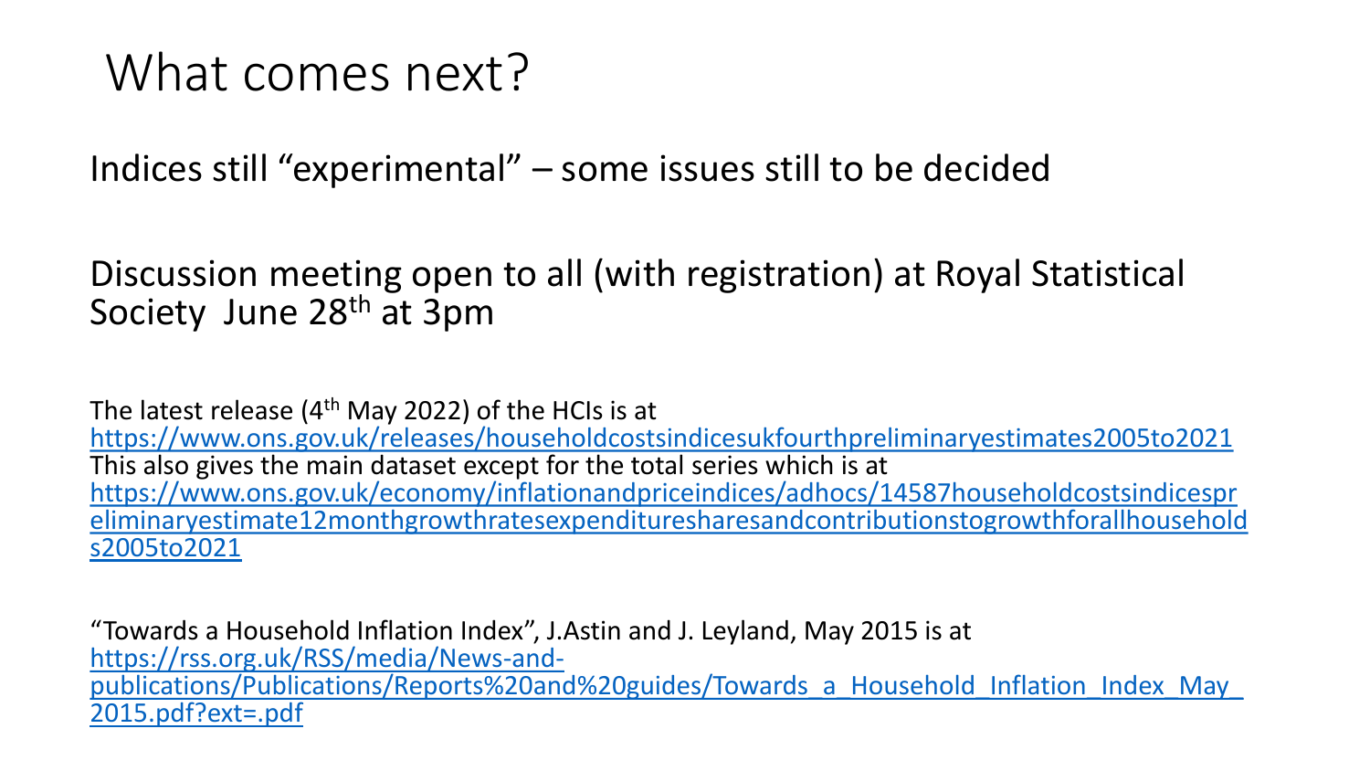# What comes next?

Indices still "experimental" – some issues still to be decided

Discussion meeting open to all (with registration) at Royal Statistical Society June 28th at 3pm

The latest release (4th May 2022) of the HCIs is at
https://www.ons.gov.uk/releases/householdcostsindicesukfourthpreliminaryestimates2005to2021
This also gives the main dataset except for the total series which is at
https://www.ons.gov.uk/economy/inflationandpriceindices/adhocs/14587householdcostsindicespreliminaryestimate12monthgrowthratesexpendituresharesandcontributionstogrowthforallhouseholds2005to2021

"Towards a Household Inflation Index", J.Astin and J. Leyland, May 2015 is at
https://rss.org.uk/RSS/media/News-and-publications/Publications/Reports%20and%20guides/Towards_a_Household_Inflation_Index_May_2015.pdf?ext=.pdf